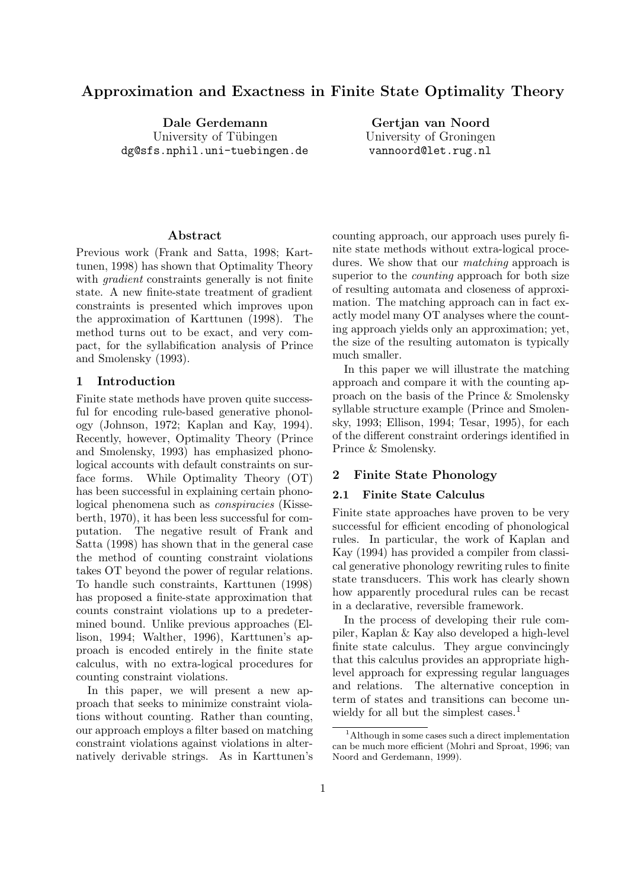# Approximation and Exactness in Finite State Optimality Theory

**Dale Gerdemann**
University of Tübingen
dg@sfs.nphil.uni-tuebingen.de

**Gertjan van Noord**
University of Groningen
vannoord@let.rug.nl

### Abstract

Previous work (Frank and Satta, 1998; Karttunen, 1998) has shown that Optimality Theory with *gradient* constraints generally is not finite state. A new finite-state treatment of gradient constraints is presented which improves upon the approximation of Karttunen (1998). The method turns out to be exact, and very compact, for the syllabification analysis of Prince and Smolensky (1993).

## 1 Introduction

Finite state methods have proven quite successful for encoding rule-based generative phonology (Johnson, 1972; Kaplan and Kay, 1994). Recently, however, Optimality Theory (Prince and Smolensky, 1993) has emphasized phonological accounts with default constraints on surface forms. While Optimality Theory (OT) has been successful in explaining certain phonological phenomena such as *conspiracies* (Kisseberth, 1970), it has been less successful for computation. The negative result of Frank and Satta (1998) has shown that in the general case the method of counting constraint violations takes OT beyond the power of regular relations. To handle such constraints, Karttunen (1998) has proposed a finite-state approximation that counts constraint violations up to a predetermined bound. Unlike previous approaches (Ellison, 1994; Walther, 1996), Karttunen's approach is encoded entirely in the finite state calculus, with no extra-logical procedures for counting constraint violations.

In this paper, we will present a new approach that seeks to minimize constraint violations without counting. Rather than counting, our approach employs a filter based on matching constraint violations against violations in alternatively derivable strings. As in Karttunen's counting approach, our approach uses purely finite state methods without extra-logical procedures. We show that our *matching* approach is superior to the *counting* approach for both size of resulting automata and closeness of approximation. The matching approach can in fact exactly model many OT analyses where the counting approach yields only an approximation; yet, the size of the resulting automaton is typically much smaller.

In this paper we will illustrate the matching approach and compare it with the counting approach on the basis of the Prince & Smolensky syllable structure example (Prince and Smolensky, 1993; Ellison, 1994; Tesar, 1995), for each of the different constraint orderings identified in Prince & Smolensky.

## 2 Finite State Phonology

### 2.1 Finite State Calculus

Finite state approaches have proven to be very successful for efficient encoding of phonological rules. In particular, the work of Kaplan and Kay (1994) has provided a compiler from classical generative phonology rewriting rules to finite state transducers. This work has clearly shown how apparently procedural rules can be recast in a declarative, reversible framework.

In the process of developing their rule compiler, Kaplan & Kay also developed a high-level finite state calculus. They argue convincingly that this calculus provides an appropriate high-level approach for expressing regular languages and relations. The alternative conception in term of states and transitions can become unwieldy for all but the simplest cases.[1]

[1] Although in some cases such a direct implementation can be much more efficient (Mohri and Sproat, 1996; van Noord and Gerdemann, 1999).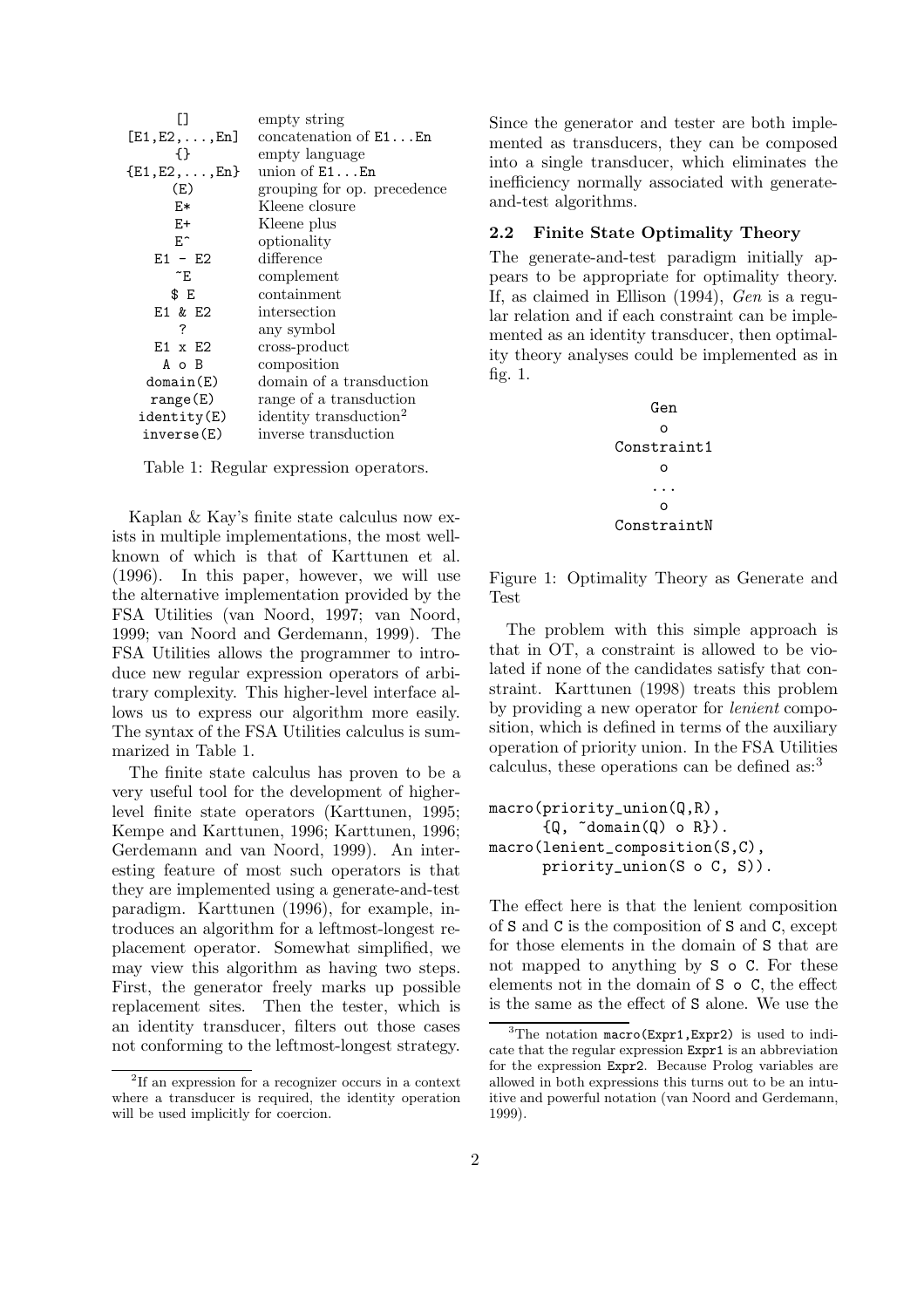| | |
|---|---|
| `[]` | empty string |
| `[E1,E2,...,En]` | concatenation of `E1...En` |
| `{}` | empty language |
| `{E1,E2,...,En}` | union of `E1...En` |
| `(E)` | grouping for op. precedence |
| `E*` | Kleene closure |
| `E+` | Kleene plus |
| `E^` | optionality |
| `E1 - E2` | difference |
| `~E` | complement |
| `$ E` | containment |
| `E1 & E2` | intersection |
| `?` | any symbol |
| `E1 x E2` | cross-product |
| `A o B` | composition |
| `domain(E)` | domain of a transduction |
| `range(E)` | range of a transduction |
| `identity(E)` | identity transduction[2] |
| `inverse(E)` | inverse transduction |

Table 1: Regular expression operators.

Kaplan & Kay's finite state calculus now exists in multiple implementations, the most well-known of which is that of Karttunen et al. (1996). In this paper, however, we will use the alternative implementation provided by the FSA Utilities (van Noord, 1997; van Noord, 1999; van Noord and Gerdemann, 1999). The FSA Utilities allows the programmer to introduce new regular expression operators of arbitrary complexity. This higher-level interface allows us to express our algorithm more easily. The syntax of the FSA Utilities calculus is summarized in Table 1.

The finite state calculus has proven to be a very useful tool for the development of higher-level finite state operators (Karttunen, 1995; Kempe and Karttunen, 1996; Karttunen, 1996; Gerdemann and van Noord, 1999). An interesting feature of most such operators is that they are implemented using a generate-and-test paradigm. Karttunen (1996), for example, introduces an algorithm for a leftmost-longest replacement operator. Somewhat simplified, we may view this algorithm as having two steps. First, the generator freely marks up possible replacement sites. Then the tester, which is an identity transducer, filters out those cases not conforming to the leftmost-longest strategy.

[2] If an expression for a recognizer occurs in a context where a transducer is required, the identity operation will be used implicitly for coercion.

Since the generator and tester are both implemented as transducers, they can be composed into a single transducer, which eliminates the inefficiency normally associated with generate-and-test algorithms.

### 2.2 Finite State Optimality Theory

The generate-and-test paradigm initially appears to be appropriate for optimality theory. If, as claimed in Ellison (1994), *Gen* is a regular relation and if each constraint can be implemented as an identity transducer, then optimality theory analyses could be implemented as in fig. 1.

```
     Gen
      o
 Constraint1
      o
     ...
      o
 ConstraintN
```

Figure 1: Optimality Theory as Generate and Test

The problem with this simple approach is that in OT, a constraint is allowed to be violated if none of the candidates satisfy that constraint. Karttunen (1998) treats this problem by providing a new operator for *lenient* composition, which is defined in terms of the auxiliary operation of priority union. In the FSA Utilities calculus, these operations can be defined as:[3]

```
macro(priority_union(Q,R),
      {Q, ~domain(Q) o R}).
macro(lenient_composition(S,C),
      priority_union(S o C, S)).
```

The effect here is that the lenient composition of `S` and `C` is the composition of `S` and `C`, except for those elements in the domain of `S` that are not mapped to anything by `S o C`. For these elements not in the domain of `S o C`, the effect is the same as the effect of `S` alone. We use the

[3] The notation `macro(Expr1,Expr2)` is used to indicate that the regular expression `Expr1` is an abbreviation for the expression `Expr2`. Because Prolog variables are allowed in both expressions this turns out to be an intuitive and powerful notation (van Noord and Gerdemann, 1999).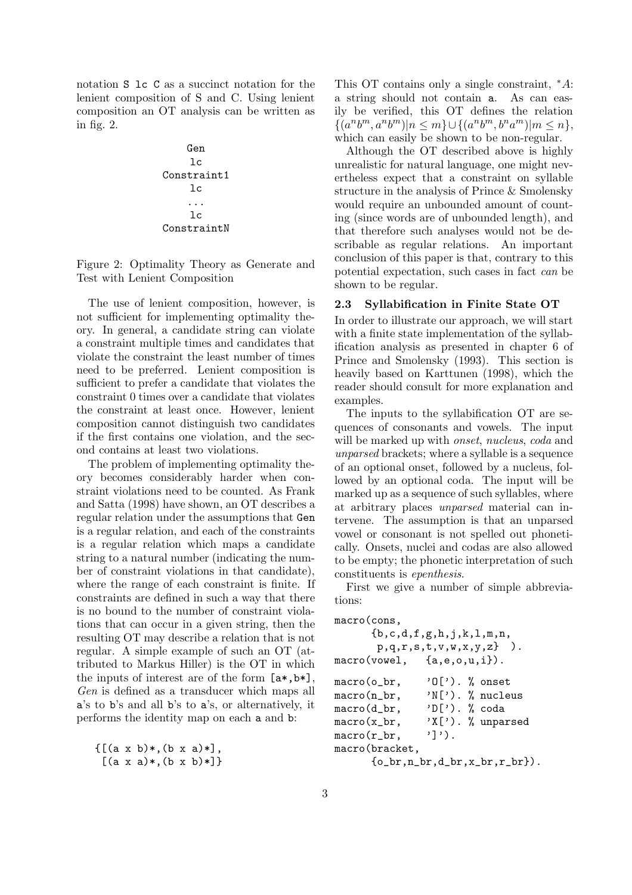notation `S lc C` as a succinct notation for the lenient composition of S and C. Using lenient composition an OT analysis can be written as in fig. 2.

```
        Gen
        lc
    Constraint1
        lc
        ...
        lc
    ConstraintN
```

Figure 2: Optimality Theory as Generate and Test with Lenient Composition

The use of lenient composition, however, is not sufficient for implementing optimality theory. In general, a candidate string can violate a constraint multiple times and candidates that violate the constraint the least number of times need to be preferred. Lenient composition is sufficient to prefer a candidate that violates the constraint 0 times over a candidate that violates the constraint at least once. However, lenient composition cannot distinguish two candidates if the first contains one violation, and the second contains at least two violations.

The problem of implementing optimality theory becomes considerably harder when constraint violations need to be counted. As Frank and Satta (1998) have shown, an OT describes a regular relation under the assumptions that `Gen` is a regular relation, and each of the constraints is a regular relation which maps a candidate string to a natural number (indicating the number of constraint violations in that candidate), where the range of each constraint is finite. If constraints are defined in such a way that there is no bound to the number of constraint violations that can occur in a given string, then the resulting OT may describe a relation that is not regular. A simple example of such an OT (attributed to Markus Hiller) is the OT in which the inputs of interest are of the form `[a*,b*]`, *Gen* is defined as a transducer which maps all `a`'s to `b`'s and all `b`'s to `a`'s, or alternatively, it performs the identity map on each `a` and `b`:

```
{[(a x b)*,(b x a)*],
 [(a x a)*,(b x b)*]}
```

This OT contains only a single constraint, $^*A$: a string should not contain `a`. As can easily be verified, this OT defines the relation $\{(a^n b^m, a^n b^m) | n \leq m\} \cup \{(a^n b^m, b^n a^m) | m \leq n\}$, which can easily be shown to be non-regular.

Although the OT described above is highly unrealistic for natural language, one might nevertheless expect that a constraint on syllable structure in the analysis of Prince & Smolensky would require an unbounded amount of counting (since words are of unbounded length), and that therefore such analyses would not be describable as regular relations. An important conclusion of this paper is that, contrary to this potential expectation, such cases in fact *can* be shown to be regular.

### 2.3 Syllabification in Finite State OT

In order to illustrate our approach, we will start with a finite state implementation of the syllabification analysis as presented in chapter 6 of Prince and Smolensky (1993). This section is heavily based on Karttunen (1998), which the reader should consult for more explanation and examples.

The inputs to the syllabification OT are sequences of consonants and vowels. The input will be marked up with *onset*, *nucleus*, *coda* and *unparsed* brackets; where a syllable is a sequence of an optional onset, followed by a nucleus, followed by an optional coda. The input will be marked up as a sequence of such syllables, where at arbitrary places *unparsed* material can intervene. The assumption is that an unparsed vowel or consonant is not spelled out phonetically. Onsets, nuclei and codas are also allowed to be empty; the phonetic interpretation of such constituents is *epenthesis*.

First we give a number of simple abbreviations:

```
macro(cons,
      {b,c,d,f,g,h,j,k,l,m,n,
       p,q,r,s,t,v,w,x,y,z} ).
macro(vowel,   {a,e,o,u,i}).

macro(o_br,    'O['). % onset
macro(n_br,    'N['). % nucleus
macro(d_br,    'D['). % coda
macro(x_br,    'X['). % unparsed
macro(r_br,    ']').
macro(bracket,
      {o_br,n_br,d_br,x_br,r_br}).
```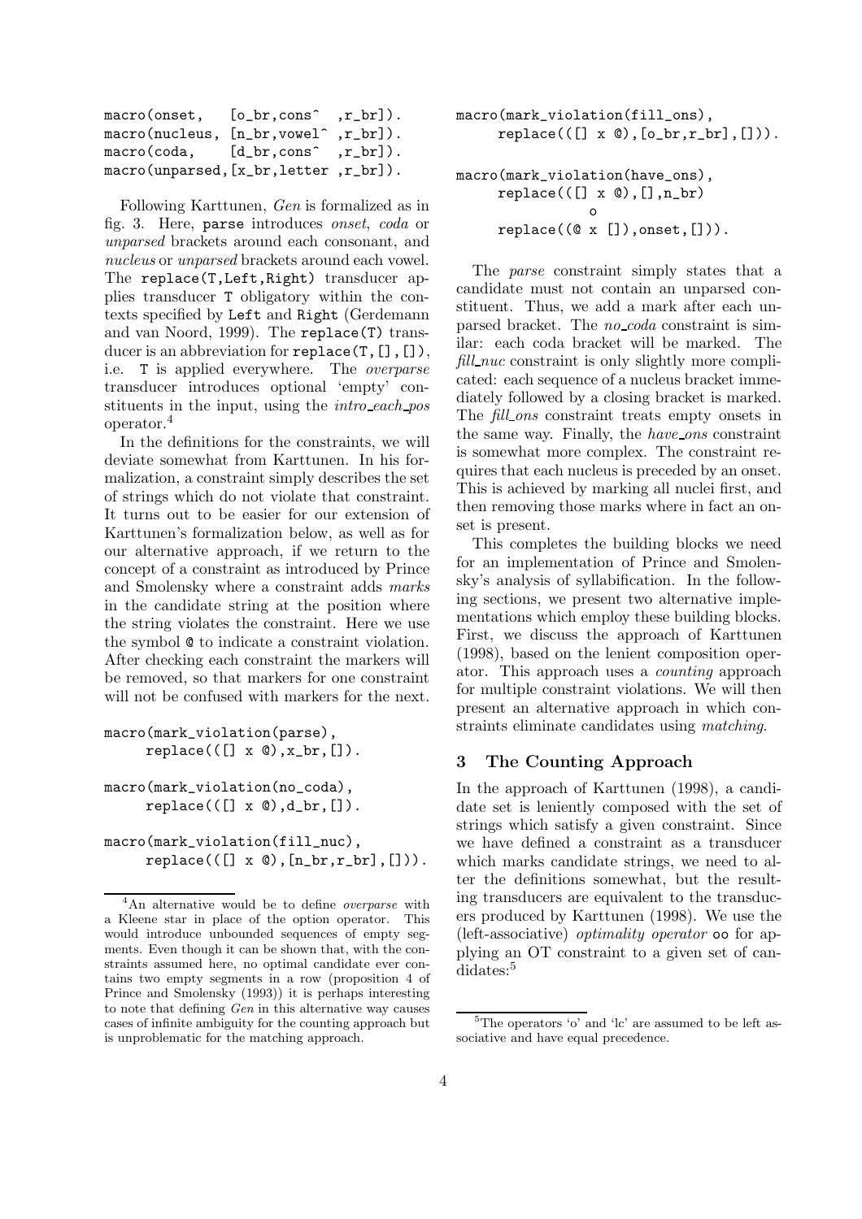```
macro(onset,    [o_br,cons^  ,r_br]).
macro(nucleus, [n_br,vowel^ ,r_br]).
macro(coda,     [d_br,cons^  ,r_br]).
macro(unparsed,[x_br,letter ,r_br]).
```

Following Karttunen, *Gen* is formalized as in fig. 3. Here, parse introduces *onset*, *coda* or *unparsed* brackets around each consonant, and *nucleus* or *unparsed* brackets around each vowel. The replace(T,Left,Right) transducer applies transducer T obligatory within the contexts specified by Left and Right (Gerdemann and van Noord, 1999). The replace(T) transducer is an abbreviation for replace(T,[],[]), i.e. T is applied everywhere. The *overparse* transducer introduces optional 'empty' constituents in the input, using the *intro_each_pos* operator.[4]

In the definitions for the constraints, we will deviate somewhat from Karttunen. In his formalization, a constraint simply describes the set of strings which do not violate that constraint. It turns out to be easier for our extension of Karttunen's formalization below, as well as for our alternative approach, if we return to the concept of a constraint as introduced by Prince and Smolensky where a constraint adds *marks* in the candidate string at the position where the string violates the constraint. Here we use the symbol @ to indicate a constraint violation. After checking each constraint the markers will be removed, so that markers for one constraint will not be confused with markers for the next.

```
macro(mark_violation(parse),
     replace(([] x @),x_br,[]).

macro(mark_violation(no_coda),
     replace(([] x @),d_br,[]).

macro(mark_violation(fill_nuc),
     replace(([] x @),[n_br,r_br],[])).

macro(mark_violation(fill_ons),
     replace(([] x @),[o_br,r_br],[])).

macro(mark_violation(have_ons),
     replace(([] x @),[],n_br)
              o
     replace((@ x []),onset,[])).
```

The *parse* constraint simply states that a candidate must not contain an unparsed constituent. Thus, we add a mark after each unparsed bracket. The *no_coda* constraint is similar: each coda bracket will be marked. The *fill_nuc* constraint is only slightly more complicated: each sequence of a nucleus bracket immediately followed by a closing bracket is marked. The *fill_ons* constraint treats empty onsets in the same way. Finally, the *have_ons* constraint is somewhat more complex. The constraint requires that each nucleus is preceded by an onset. This is achieved by marking all nuclei first, and then removing those marks where in fact an onset is present.

This completes the building blocks we need for an implementation of Prince and Smolensky's analysis of syllabification. In the following sections, we present two alternative implementations which employ these building blocks. First, we discuss the approach of Karttunen (1998), based on the lenient composition operator. This approach uses a *counting* approach for multiple constraint violations. We will then present an alternative approach in which constraints eliminate candidates using *matching*.

## 3 The Counting Approach

In the approach of Karttunen (1998), a candidate set is leniently composed with the set of strings which satisfy a given constraint. Since we have defined a constraint as a transducer which marks candidate strings, we need to alter the definitions somewhat, but the resulting transducers are equivalent to the transducers produced by Karttunen (1998). We use the (left-associative) *optimality operator* oo for applying an OT constraint to a given set of candidates:[5]

---

[4] An alternative would be to define *overparse* with a Kleene star in place of the option operator. This would introduce unbounded sequences of empty segments. Even though it can be shown that, with the constraints assumed here, no optimal candidate ever contains two empty segments in a row (proposition 4 of Prince and Smolensky (1993)) it is perhaps interesting to note that defining *Gen* in this alternative way causes cases of infinite ambiguity for the counting approach but is unproblematic for the matching approach.

[5] The operators 'o' and 'lc' are assumed to be left associative and have equal precedence.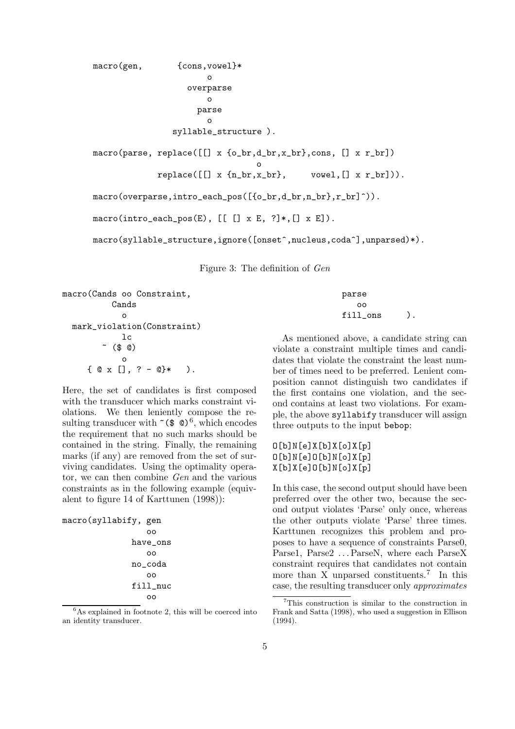```
macro(gen,       {cons,vowel}*
                      o
                  overparse
                      o
                    parse
                      o
                syllable_structure ).

macro(parse, replace([[] x {o_br,d_br,x_br},cons, [] x r_br])
                              o
             replace([[] x {n_br,x_br},     vowel,[] x r_br])).

macro(overparse,intro_each_pos([{o_br,d_br,n_br},r_br]^)).

macro(intro_each_pos(E), [[ [] x E, ?]*,[] x E]).

macro(syllable_structure,ignore([onset^,nucleus,coda^],unparsed)*).
```

Figure 3: The definition of *Gen*

```
macro(Cands oo Constraint,
         Cands
           o
  mark_violation(Constraint)
           lc
        ~ ($ @)
           o
     { @ x [], ? - @}*   ).
```

Here, the set of candidates is first composed with the transducer which marks constraint violations. We then leniently compose the resulting transducer with `~($ @)`[6], which encodes the requirement that no such marks should be contained in the string. Finally, the remaining marks (if any) are removed from the set of surviving candidates. Using the optimality operator, we can then combine *Gen* and the various constraints as in the following example (equivalent to figure 14 of Karttunen (1998)):

```
macro(syllabify, gen
                  oo
               have_ons
                  oo
               no_coda
                  oo
               fill_nuc
                  oo
               parse
                  oo
               fill_ons    ).
```

As mentioned above, a candidate string can violate a constraint multiple times and candidates that violate the constraint the least number of times need to be preferred. Lenient composition cannot distinguish two candidates if the first contains one violation, and the second contains at least two violations. For example, the above `syllabify` transducer will assign three outputs to the input `bebop`:

```
O[b]N[e]X[b]X[o]X[p]
O[b]N[e]O[b]N[o]X[p]
X[b]X[e]O[b]N[o]X[p]
```

In this case, the second output should have been preferred over the other two, because the second output violates 'Parse' only once, whereas the other outputs violate 'Parse' three times. Karttunen recognizes this problem and proposes to have a sequence of constraints Parse0, Parse1, Parse2 ... ParseN, where each ParseX constraint requires that candidates not contain more than X unparsed constituents.[7] In this case, the resulting transducer only *approximates*

---

[6] As explained in footnote 2, this will be coerced into an identity transducer.

[7] This construction is similar to the construction in Frank and Satta (1998), who used a suggestion in Ellison (1994).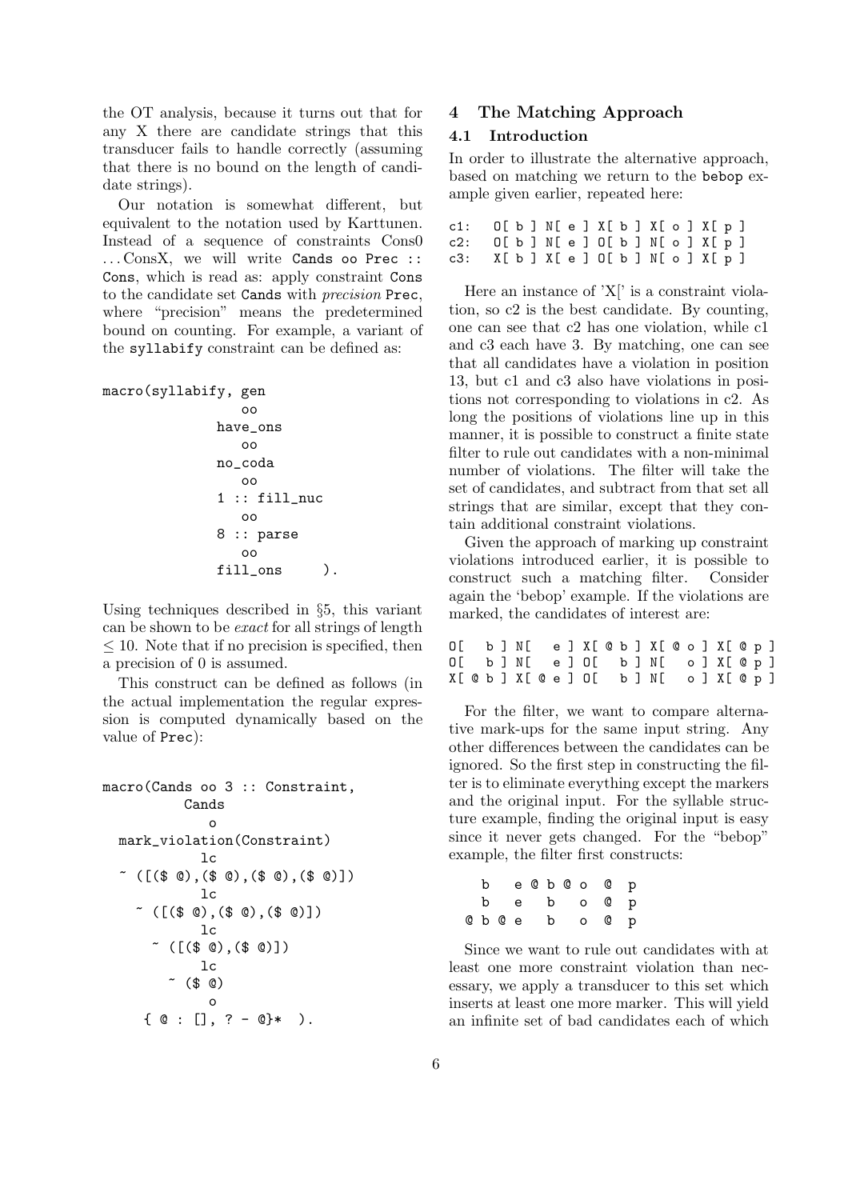the OT analysis, because it turns out that for any X there are candidate strings that this transducer fails to handle correctly (assuming that there is no bound on the length of candidate strings).

Our notation is somewhat different, but equivalent to the notation used by Karttunen. Instead of a sequence of constraints Cons0 ... ConsX, we will write `Cands oo Prec :: Cons`, which is read as: apply constraint `Cons` to the candidate set `Cands` with *precision* `Prec`, where "precision" means the predetermined bound on counting. For example, a variant of the `syllabify` constraint can be defined as:

```
macro(syllabify, gen
                   oo
               have_ons
                   oo
               no_coda
                   oo
               1 :: fill_nuc
                   oo
               8 :: parse
                   oo
               fill_ons      ).
```

Using techniques described in §5, this variant can be shown to be *exact* for all strings of length $\leq 10$. Note that if no precision is specified, then a precision of 0 is assumed.

This construct can be defined as follows (in the actual implementation the regular expression is computed dynamically based on the value of `Prec`):

```
macro(Cands oo 3 :: Constraint,
          Cands
            o
  mark_violation(Constraint)
           lc
  ~ ([($ @),($ @),($ @),($ @)])
           lc
    ~ ([($ @),($ @),($ @)])
           lc
      ~ ([($ @),($ @)])
           lc
        ~ ($ @)
            o
     { @ : [], ? - @}*  ).
```

## 4 The Matching Approach

### 4.1 Introduction

In order to illustrate the alternative approach, based on matching we return to the `bebop` example given earlier, repeated here:

```
c1:   O[ b ] N[ e ] X[ b ] X[ o ] X[ p ]
c2:   O[ b ] N[ e ] O[ b ] N[ o ] X[ p ]
c3:   X[ b ] X[ e ] O[ b ] N[ o ] X[ p ]
```

Here an instance of 'X[' is a constraint violation, so c2 is the best candidate. By counting, one can see that c2 has one violation, while c1 and c3 each have 3. By matching, one can see that all candidates have a violation in position 13, but c1 and c3 also have violations in positions not corresponding to violations in c2. As long the positions of violations line up in this manner, it is possible to construct a finite state filter to rule out candidates with a non-minimal number of violations. The filter will take the set of candidates, and subtract from that set all strings that are similar, except that they contain additional constraint violations.

Given the approach of marking up constraint violations introduced earlier, it is possible to construct such a matching filter. Consider again the 'bebop' example. If the violations are marked, the candidates of interest are:

```
O[   b ] N[   e ] X[ @ b ] X[ @ o ] X[ @ p ]
O[   b ] N[   e ] O[   b ] N[   o ] X[ @ p ]
X[ @ b ] X[ @ e ] O[   b ] N[   o ] X[ @ p ]
```

For the filter, we want to compare alternative mark-ups for the same input string. Any other differences between the candidates can be ignored. So the first step in constructing the filter is to eliminate everything except the markers and the original input. For the syllable structure example, finding the original input is easy since it never gets changed. For the "bebop" example, the filter first constructs:

```
  b   e @ b @ o   @  p
  b   e   b   o   @  p
@ b @ e   b   o   @  p
```

Since we want to rule out candidates with at least one more constraint violation than necessary, we apply a transducer to this set which inserts at least one more marker. This will yield an infinite set of bad candidates each of which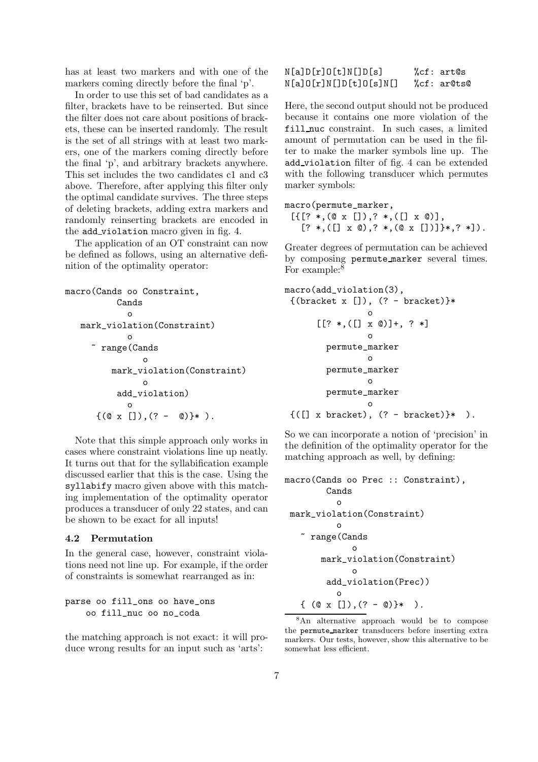has at least two markers and with one of the markers coming directly before the final 'p'.

In order to use this set of bad candidates as a filter, brackets have to be reinserted. But since the filter does not care about positions of brackets, these can be inserted randomly. The result is the set of all strings with at least two markers, one of the markers coming directly before the final 'p', and arbitrary brackets anywhere. This set includes the two candidates c1 and c3 above. Therefore, after applying this filter only the optimal candidate survives. The three steps of deleting brackets, adding extra markers and randomly reinserting brackets are encoded in the add_violation macro given in fig. 4.

The application of an OT constraint can now be defined as follows, using an alternative definition of the optimality operator:

```
macro(Cands oo Constraint,
         Cands
           o
   mark_violation(Constraint)
           o
     ~ range(Cands
             o
       mark_violation(Constraint)
             o
        add_violation)
           o
      {(@ x []),(? -  @)}* ).
```

Note that this simple approach only works in cases where constraint violations line up neatly. It turns out that for the syllabification example discussed earlier that this is the case. Using the syllabify macro given above with this matching implementation of the optimality operator produces a transducer of only 22 states, and can be shown to be exact for all inputs!

### 4.2 Permutation

In the general case, however, constraint violations need not line up. For example, if the order of constraints is somewhat rearranged as in:

```
parse oo fill_ons oo have_ons
    oo fill_nuc oo no_coda
```

the matching approach is not exact: it will produce wrong results for an input such as 'arts':

```
N[a]D[r]O[t]N[]D[s]        %cf: art@s
N[a]O[r]N[]D[t]O[s]N[]    %cf: ar@ts@
```

Here, the second output should not be produced because it contains one more violation of the fill_nuc constraint. In such cases, a limited amount of permutation can be used in the filter to make the marker symbols line up. The add_violation filter of fig. 4 can be extended with the following transducer which permutes marker symbols:

```
macro(permute_marker,
 [{[? *,(@ x []),? *,([] x @)],
    [? *,([] x @),? *,(@ x [])]}*,? *]).
```

Greater degrees of permutation can be achieved by composing permute_marker several times. For example:[8]

```
macro(add_violation(3),
 {(bracket x []), (? - bracket)}*
                o
      [[? *,([] x @)]+, ? *]
                o
        permute_marker
                o
        permute_marker
                o
        permute_marker
                o
 {([] x bracket), (? - bracket)}*  ).
```

So we can incorporate a notion of 'precision' in the definition of the optimality operator for the matching approach as well, by defining:

```
macro(Cands oo Prec :: Constraint),
        Cands
          o
 mark_violation(Constraint)
          o
   ~ range(Cands
            o
      mark_violation(Constraint)
            o
        add_violation(Prec))
          o
   { (@ x []),(? - @)}*  ).
```

[8]An alternative approach would be to compose the permute_marker transducers before inserting extra markers. Our tests, however, show this alternative to be somewhat less efficient.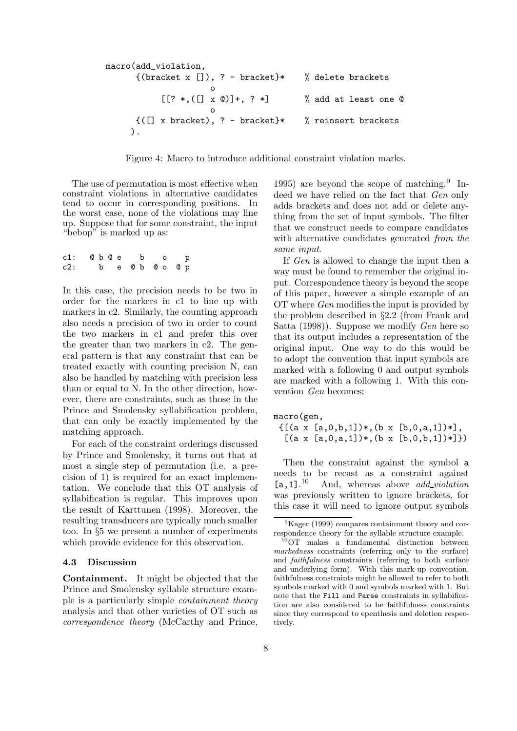```
macro(add_violation,
      {(bracket x []), ? - bracket}*    % delete brackets
                    o
           [[? *,([] x @)]+, ? *]       % add at least one @
                    o
       {([] x bracket), ? - bracket}*   % reinsert brackets
      ).
```

Figure 4: Macro to introduce additional constraint violation marks.

The use of permutation is most effective when constraint violations in alternative candidates tend to occur in corresponding positions. In the worst case, none of the violations may line up. Suppose that for some constraint, the input "bebop" is marked up as:

```
c1:  @ b @ e    b    o    p
c2:     b   e  @ b  @ o  @ p
```

In this case, the precision needs to be two in order for the markers in c1 to line up with markers in c2. Similarly, the counting approach also needs a precision of two in order to count the two markers in c1 and prefer this over the greater than two markers in c2. The general pattern is that any constraint that can be treated exactly with counting precision N, can also be handled by matching with precision less than or equal to N. In the other direction, however, there are constraints, such as those in the Prince and Smolensky syllabification problem, that can only be exactly implemented by the matching approach.

For each of the constraint orderings discussed by Prince and Smolensky, it turns out that at most a single step of permutation (i.e. a precision of 1) is required for an exact implementation. We conclude that this OT analysis of syllabification is regular. This improves upon the result of Karttunen (1998). Moreover, the resulting transducers are typically much smaller too. In §5 we present a number of experiments which provide evidence for this observation.

### 4.3 Discussion

**Containment.** It might be objected that the Prince and Smolensky syllable structure example is a particularly simple *containment theory* analysis and that other varieties of OT such as *correspondence theory* (McCarthy and Prince, 1995) are beyond the scope of matching.[9] Indeed we have relied on the fact that *Gen* only adds brackets and does not add or delete anything from the set of input symbols. The filter that we construct needs to compare candidates with alternative candidates generated *from the same input*.

If *Gen* is allowed to change the input then a way must be found to remember the original input. Correspondence theory is beyond the scope of this paper, however a simple example of an OT where *Gen* modifies the input is provided by the problem described in §2.2 (from Frank and Satta (1998)). Suppose we modify *Gen* here so that its output includes a representation of the original input. One way to do this would be to adopt the convention that input symbols are marked with a following 0 and output symbols are marked with a following 1. With this convention *Gen* becomes:

```
macro(gen,
 {[(a x [a,0,b,1])*,(b x [b,0,a,1])*],
  [(a x [a,0,a,1])*,(b x [b,0,b,1])*]})
```

Then the constraint against the symbol `a` needs to be recast as a constraint against `[a,1]`.[10] And, whereas above *add_violation* was previously written to ignore brackets, for this case it will need to ignore output symbols

[9] Kager (1999) compares containment theory and correspondence theory for the syllable structure example.

[10] OT makes a fundamental distinction between *markedness* constraints (referring only to the surface) and *faithfulness* constraints (referring to both surface and underlying form). With this mark-up convention, faithfulness constraints might be allowed to refer to both symbols marked with 0 and symbols marked with 1. But note that the `Fill` and `Parse` constraints in syllabification are also considered to be faithfulness constraints since they correspond to epenthesis and deletion respectively.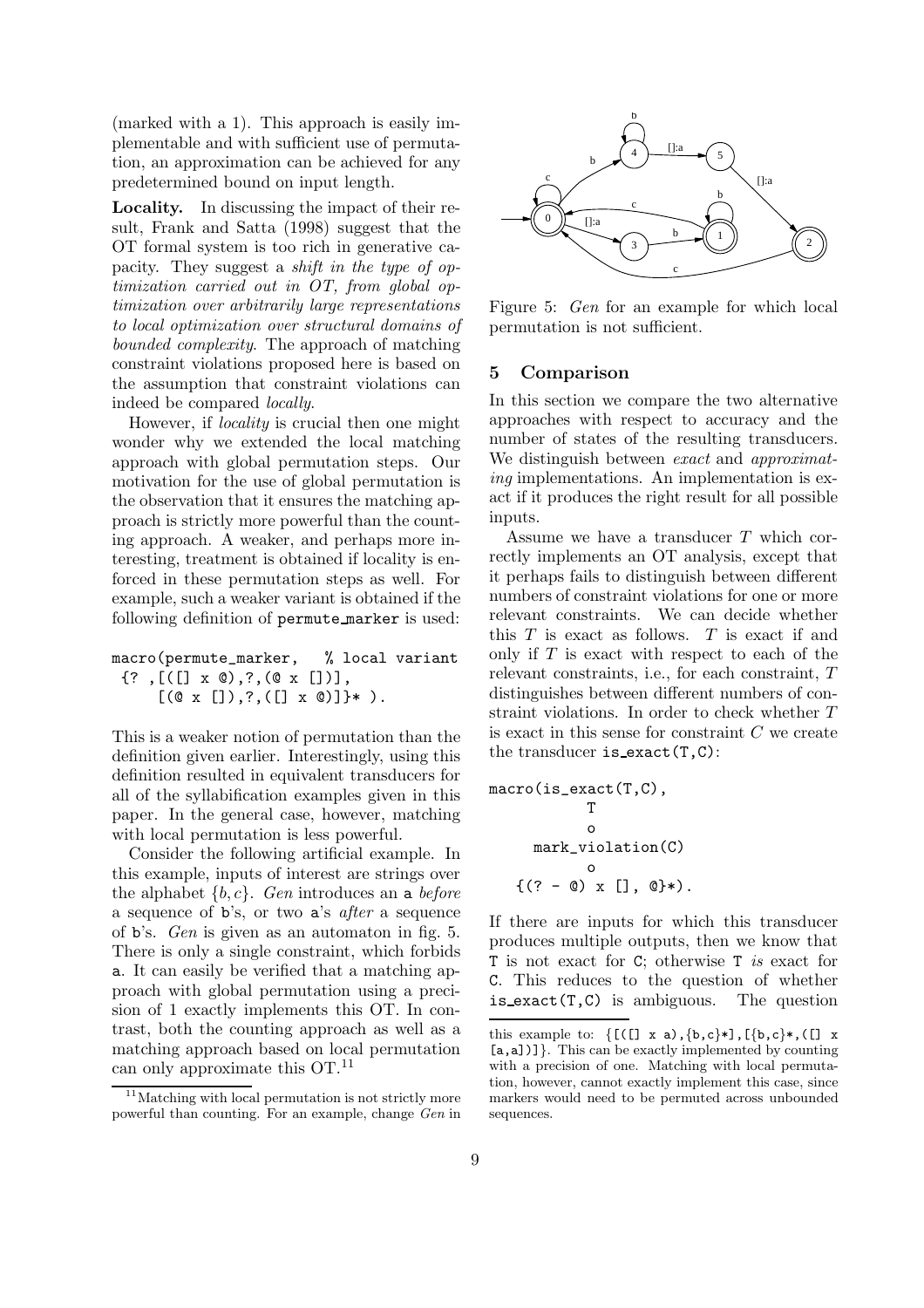(marked with a 1). This approach is easily implementable and with sufficient use of permutation, an approximation can be achieved for any predetermined bound on input length.

**Locality.** In discussing the impact of their result, Frank and Satta (1998) suggest that the OT formal system is too rich in generative capacity. They suggest a *shift in the type of optimization carried out in OT, from global optimization over arbitrarily large representations to local optimization over structural domains of bounded complexity*. The approach of matching constraint violations proposed here is based on the assumption that constraint violations can indeed be compared *locally*.

However, if *locality* is crucial then one might wonder why we extended the local matching approach with global permutation steps. Our motivation for the use of global permutation is the observation that it ensures the matching approach is strictly more powerful than the counting approach. A weaker, and perhaps more interesting, treatment is obtained if locality is enforced in these permutation steps as well. For example, such a weaker variant is obtained if the following definition of permute_marker is used:

```
macro(permute_marker,   % local variant
 {? ,[([] x @),?,(@ x [])],
     [(@ x []),?,([] x @)]}* ).
```

This is a weaker notion of permutation than the definition given earlier. Interestingly, using this definition resulted in equivalent transducers for all of the syllabification examples given in this paper. In the general case, however, matching with local permutation is less powerful.

Consider the following artificial example. In this example, inputs of interest are strings over the alphabet $\{b, c\}$. *Gen* introduces an a *before* a sequence of b's, or two a's *after* a sequence of b's. *Gen* is given as an automaton in fig. 5. There is only a single constraint, which forbids a. It can easily be verified that a matching approach with global permutation using a precision of 1 exactly implements this OT. In contrast, both the counting approach as well as a matching approach based on local permutation can only approximate this OT.[11]

Figure 5: *Gen* for an example for which local permutation is not sufficient.

## 5 Comparison

In this section we compare the two alternative approaches with respect to accuracy and the number of states of the resulting transducers. We distinguish between *exact* and *approximating* implementations. An implementation is exact if it produces the right result for all possible inputs.

Assume we have a transducer $T$ which correctly implements an OT analysis, except that it perhaps fails to distinguish between different numbers of constraint violations for one or more relevant constraints. We can decide whether this $T$ is exact as follows. $T$ is exact if and only if $T$ is exact with respect to each of the relevant constraints, i.e., for each constraint, $T$ distinguishes between different numbers of constraint violations. In order to check whether $T$ is exact in this sense for constraint $C$ we create the transducer is_exact(T,C):

```
macro(is_exact(T,C),
           T
           o
     mark_violation(C)
           o
   {(? - @) x [], @}*).
```

If there are inputs for which this transducer produces multiple outputs, then we know that T is not exact for C; otherwise T *is* exact for C. This reduces to the question of whether is_exact(T,C) is ambiguous. The question

[11] Matching with local permutation is not strictly more powerful than counting. For an example, change *Gen* in this example to: {[([] x a),{b,c}*],[{b,c}*,([] x [a,a])]}. This can be exactly implemented by counting with a precision of one. Matching with local permutation, however, cannot exactly implement this case, since markers would need to be permuted across unbounded sequences.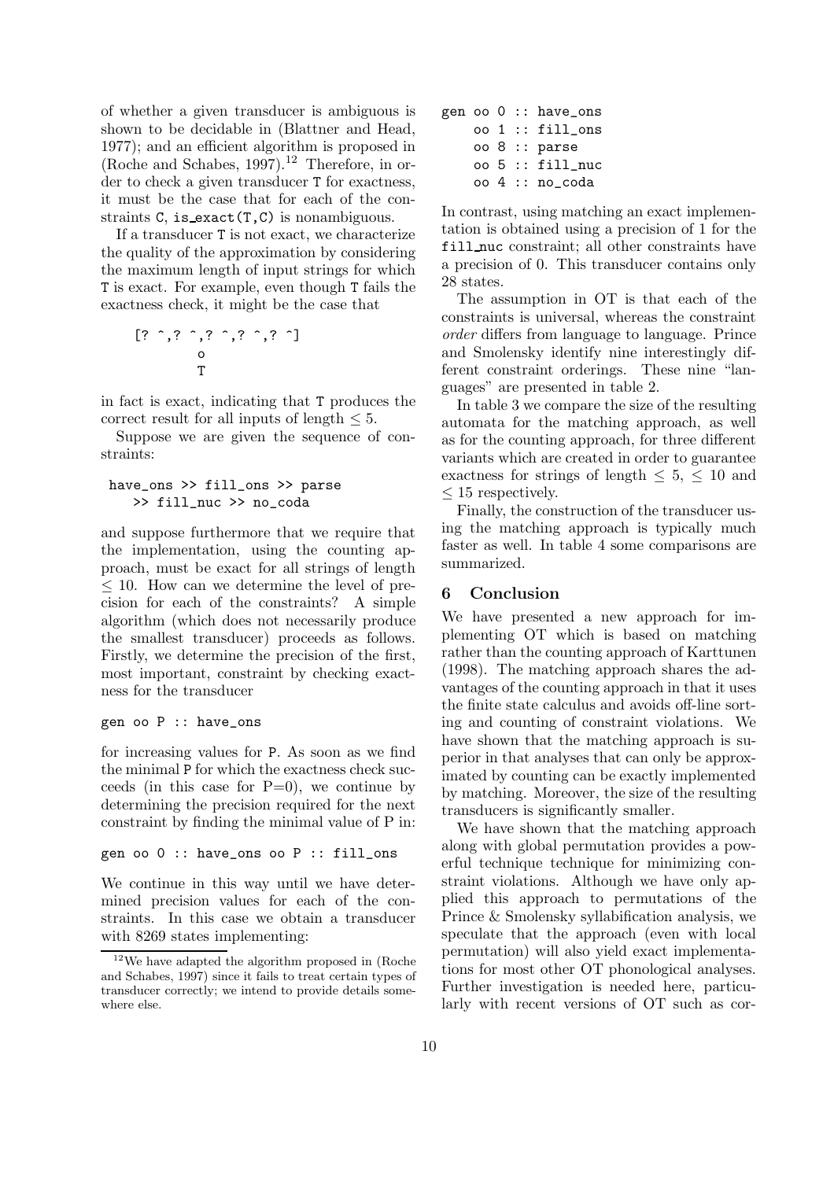of whether a given transducer is ambiguous is shown to be decidable in (Blattner and Head, 1977); and an efficient algorithm is proposed in (Roche and Schabes, 1997).[12] Therefore, in order to check a given transducer T for exactness, it must be the case that for each of the constraints C, is_exact(T,C) is nonambiguous.

If a transducer T is not exact, we characterize the quality of the approximation by considering the maximum length of input strings for which T is exact. For example, even though T fails the exactness check, it might be the case that

```
[? ^,? ^,? ^,? ^,? ^]
        o
        T
```

in fact is exact, indicating that T produces the correct result for all inputs of length $\leq 5$.

Suppose we are given the sequence of constraints:

```
have_ons >> fill_ons >> parse
   >> fill_nuc >> no_coda
```

and suppose furthermore that we require that the implementation, using the counting approach, must be exact for all strings of length $\leq 10$. How can we determine the level of precision for each of the constraints? A simple algorithm (which does not necessarily produce the smallest transducer) proceeds as follows. Firstly, we determine the precision of the first, most important, constraint by checking exactness for the transducer

```
gen oo P :: have_ons
```

for increasing values for P. As soon as we find the minimal P for which the exactness check succeeds (in this case for P=0), we continue by determining the precision required for the next constraint by finding the minimal value of P in:

```
gen oo 0 :: have_ons oo P :: fill_ons
```

We continue in this way until we have determined precision values for each of the constraints. In this case we obtain a transducer with 8269 states implementing:

```
gen oo 0 :: have_ons
    oo 1 :: fill_ons
    oo 8 :: parse
    oo 5 :: fill_nuc
    oo 4 :: no_coda
```

In contrast, using matching an exact implementation is obtained using a precision of 1 for the fill_nuc constraint; all other constraints have a precision of 0. This transducer contains only 28 states.

The assumption in OT is that each of the constraints is universal, whereas the constraint *order* differs from language to language. Prince and Smolensky identify nine interestingly different constraint orderings. These nine "languages" are presented in table 2.

In table 3 we compare the size of the resulting automata for the matching approach, as well as for the counting approach, for three different variants which are created in order to guarantee exactness for strings of length $\leq 5$, $\leq 10$ and $\leq 15$ respectively.

Finally, the construction of the transducer using the matching approach is typically much faster as well. In table 4 some comparisons are summarized.

## 6 Conclusion

We have presented a new approach for implementing OT which is based on matching rather than the counting approach of Karttunen (1998). The matching approach shares the advantages of the counting approach in that it uses the finite state calculus and avoids off-line sorting and counting of constraint violations. We have shown that the matching approach is superior in that analyses that can only be approximated by counting can be exactly implemented by matching. Moreover, the size of the resulting transducers is significantly smaller.

We have shown that the matching approach along with global permutation provides a powerful technique technique for minimizing constraint violations. Although we have only applied this approach to permutations of the Prince & Smolensky syllabification analysis, we speculate that the approach (even with local permutation) will also yield exact implementations for most other OT phonological analyses. Further investigation is needed here, particularly with recent versions of OT such as cor-

[12] We have adapted the algorithm proposed in (Roche and Schabes, 1997) since it fails to treat certain types of transducer correctly; we intend to provide details somewhere else.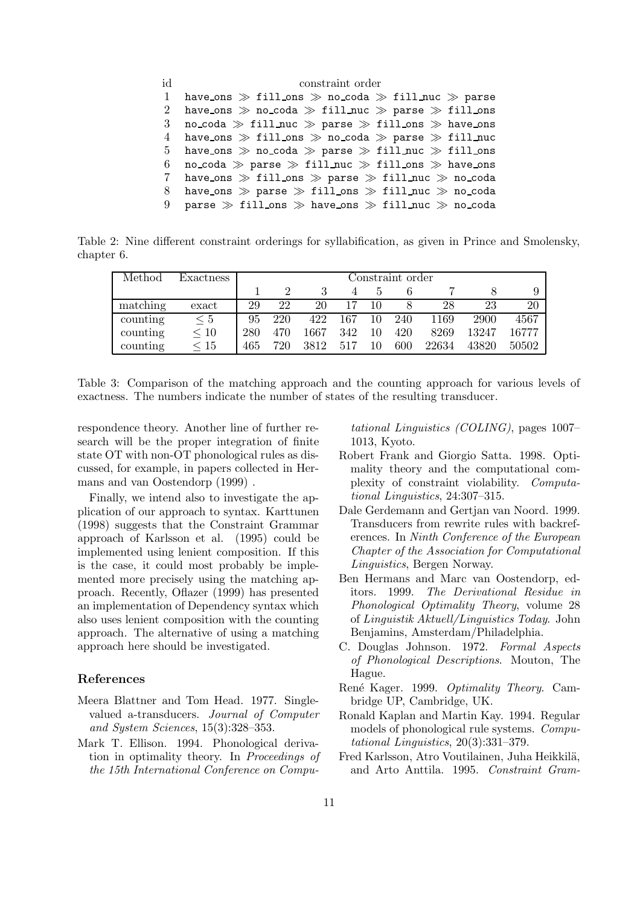| id | constraint order |
|---|---|
| 1 | `have_ons ≫ fill_ons ≫ no_coda ≫ fill_nuc ≫ parse` |
| 2 | `have_ons ≫ no_coda ≫ fill_nuc ≫ parse ≫ fill_ons` |
| 3 | `no_coda ≫ fill_nuc ≫ parse ≫ fill_ons ≫ have_ons` |
| 4 | `have_ons ≫ fill_ons ≫ no_coda ≫ parse ≫ fill_nuc` |
| 5 | `have_ons ≫ no_coda ≫ parse ≫ fill_nuc ≫ fill_ons` |
| 6 | `no_coda ≫ parse ≫ fill_nuc ≫ fill_ons ≫ have_ons` |
| 7 | `have_ons ≫ fill_ons ≫ parse ≫ fill_nuc ≫ no_coda` |
| 8 | `have_ons ≫ parse ≫ fill_ons ≫ fill_nuc ≫ no_coda` |
| 9 | `parse ≫ fill_ons ≫ have_ons ≫ fill_nuc ≫ no_coda` |

Table 2: Nine different constraint orderings for syllabification, as given in Prince and Smolensky, chapter 6.

| Method | Exactness | Constraint order | | | | | | | | |
|---|---|---|---|---|---|---|---|---|---|---|
| | | 1 | 2 | 3 | 4 | 5 | 6 | 7 | 8 | 9 |
| matching | exact | 29 | 22 | 20 | 17 | 10 | 8 | 28 | 23 | 20 |
| counting | $\leq 5$ | 95 | 220 | 422 | 167 | 10 | 240 | 1169 | 2900 | 4567 |
| counting | $\leq 10$ | 280 | 470 | 1667 | 342 | 10 | 420 | 8269 | 13247 | 16777 |
| counting | $\leq 15$ | 465 | 720 | 3812 | 517 | 10 | 600 | 22634 | 43820 | 50502 |

Table 3: Comparison of the matching approach and the counting approach for various levels of exactness. The numbers indicate the number of states of the resulting transducer.

respondence theory. Another line of further research will be the proper integration of finite state OT with non-OT phonological rules as discussed, for example, in papers collected in Hermans and van Oostendorp (1999) .

Finally, we intend also to investigate the application of our approach to syntax. Karttunen (1998) suggests that the Constraint Grammar approach of Karlsson et al. (1995) could be implemented using lenient composition. If this is the case, it could most probably be implemented more precisely using the matching approach. Recently, Oflazer (1999) has presented an implementation of Dependency syntax which also uses lenient composition with the counting approach. The alternative of using a matching approach here should be investigated.

## References

Meera Blattner and Tom Head. 1977. Single-valued a-transducers. *Journal of Computer and System Sciences*, 15(3):328–353.

Mark T. Ellison. 1994. Phonological derivation in optimality theory. In *Proceedings of the 15th International Conference on Computational Linguistics (COLING)*, pages 1007–1013, Kyoto.

Robert Frank and Giorgio Satta. 1998. Optimality theory and the computational complexity of constraint violability. *Computational Linguistics*, 24:307–315.

Dale Gerdemann and Gertjan van Noord. 1999. Transducers from rewrite rules with backreferences. In *Ninth Conference of the European Chapter of the Association for Computational Linguistics*, Bergen Norway.

Ben Hermans and Marc van Oostendorp, editors. 1999. *The Derivational Residue in Phonological Optimality Theory*, volume 28 of *Linguistik Aktuell/Linguistics Today*. John Benjamins, Amsterdam/Philadelphia.

C. Douglas Johnson. 1972. *Formal Aspects of Phonological Descriptions*. Mouton, The Hague.

René Kager. 1999. *Optimality Theory*. Cambridge UP, Cambridge, UK.

Ronald Kaplan and Martin Kay. 1994. Regular models of phonological rule systems. *Computational Linguistics*, 20(3):331–379.

Fred Karlsson, Atro Voutilainen, Juha Heikkilä, and Arto Anttila. 1995. *Constraint Gram-*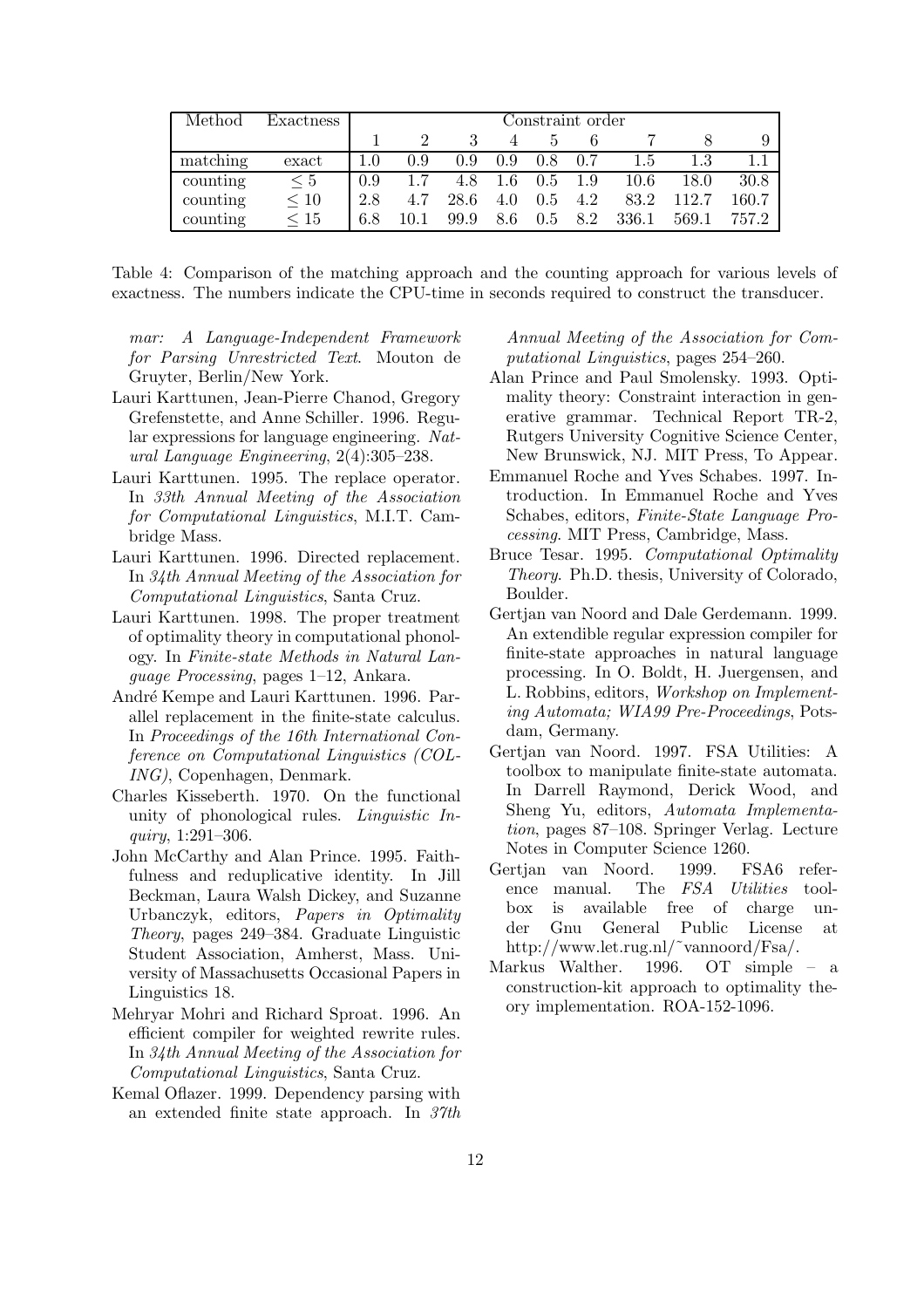| Method | Exactness | Constraint order | | | | | | | | |
|---|---|---|---|---|---|---|---|---|---|---|
| | | 1 | 2 | 3 | 4 | 5 | 6 | 7 | 8 | 9 |
| matching | exact | 1.0 | 0.9 | 0.9 | 0.9 | 0.8 | 0.7 | 1.5 | 1.3 | 1.1 |
| counting | $\leq 5$ | 0.9 | 1.7 | 4.8 | 1.6 | 0.5 | 1.9 | 10.6 | 18.0 | 30.8 |
| counting | $\leq 10$ | 2.8 | 4.7 | 28.6 | 4.0 | 0.5 | 4.2 | 83.2 | 112.7 | 160.7 |
| counting | $\leq 15$ | 6.8 | 10.1 | 99.9 | 8.6 | 0.5 | 8.2 | 336.1 | 569.1 | 757.2 |

Table 4: Comparison of the matching approach and the counting approach for various levels of exactness. The numbers indicate the CPU-time in seconds required to construct the transducer.

*mar: A Language-Independent Framework for Parsing Unrestricted Text*. Mouton de Gruyter, Berlin/New York.

Lauri Karttunen, Jean-Pierre Chanod, Gregory Grefenstette, and Anne Schiller. 1996. Regular expressions for language engineering. *Natural Language Engineering*, 2(4):305–238.

Lauri Karttunen. 1995. The replace operator. In *33th Annual Meeting of the Association for Computational Linguistics*, M.I.T. Cambridge Mass.

Lauri Karttunen. 1996. Directed replacement. In *34th Annual Meeting of the Association for Computational Linguistics*, Santa Cruz.

Lauri Karttunen. 1998. The proper treatment of optimality theory in computational phonology. In *Finite-state Methods in Natural Language Processing*, pages 1–12, Ankara.

André Kempe and Lauri Karttunen. 1996. Parallel replacement in the finite-state calculus. In *Proceedings of the 16th International Conference on Computational Linguistics (COLING)*, Copenhagen, Denmark.

Charles Kisseberth. 1970. On the functional unity of phonological rules. *Linguistic Inquiry*, 1:291–306.

John McCarthy and Alan Prince. 1995. Faithfulness and reduplicative identity. In Jill Beckman, Laura Walsh Dickey, and Suzanne Urbanczyk, editors, *Papers in Optimality Theory*, pages 249–384. Graduate Linguistic Student Association, Amherst, Mass. University of Massachusetts Occasional Papers in Linguistics 18.

Mehryar Mohri and Richard Sproat. 1996. An efficient compiler for weighted rewrite rules. In *34th Annual Meeting of the Association for Computational Linguistics*, Santa Cruz.

Kemal Oflazer. 1999. Dependency parsing with an extended finite state approach. In *37th Annual Meeting of the Association for Computational Linguistics*, pages 254–260.

Alan Prince and Paul Smolensky. 1993. Optimality theory: Constraint interaction in generative grammar. Technical Report TR-2, Rutgers University Cognitive Science Center, New Brunswick, NJ. MIT Press, To Appear.

Emmanuel Roche and Yves Schabes. 1997. Introduction. In Emmanuel Roche and Yves Schabes, editors, *Finite-State Language Processing*. MIT Press, Cambridge, Mass.

Bruce Tesar. 1995. *Computational Optimality Theory*. Ph.D. thesis, University of Colorado, Boulder.

Gertjan van Noord and Dale Gerdemann. 1999. An extendible regular expression compiler for finite-state approaches in natural language processing. In O. Boldt, H. Juergensen, and L. Robbins, editors, *Workshop on Implementing Automata; WIA99 Pre-Proceedings*, Potsdam, Germany.

Gertjan van Noord. 1997. FSA Utilities: A toolbox to manipulate finite-state automata. In Darrell Raymond, Derick Wood, and Sheng Yu, editors, *Automata Implementation*, pages 87–108. Springer Verlag. Lecture Notes in Computer Science 1260.

Gertjan van Noord. 1999. FSA6 reference manual. The *FSA Utilities* toolbox is available free of charge under Gnu General Public License at http://www.let.rug.nl/~vannoord/Fsa/.

Markus Walther. 1996. OT simple – a construction-kit approach to optimality theory implementation. ROA-152-1096.